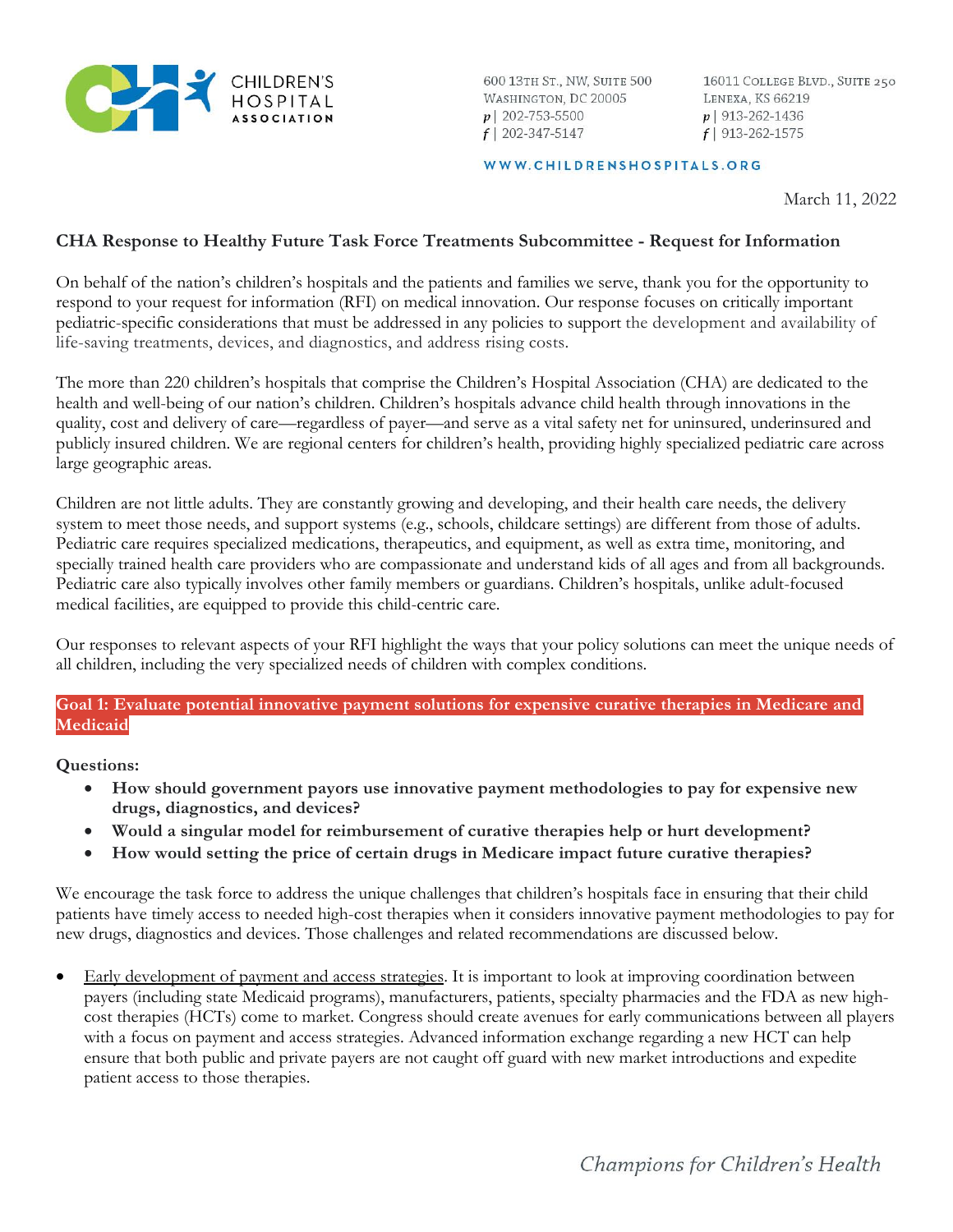CHILDREN'S HOSPITAL ASSOCIATION

600 13TH ST., NW, SUITE 500
WASHINGTON, DC 20005
p | 202-753-5500
f | 202-347-5147

16011 COLLEGE BLVD., SUITE 250
LENEXA, KS 66219
p | 913-262-1436
f | 913-262-1575

WWW.CHILDRENSHOSPITALS.ORG

March 11, 2022

## CHA Response to Healthy Future Task Force Treatments Subcommittee - Request for Information

On behalf of the nation's children's hospitals and the patients and families we serve, thank you for the opportunity to respond to your request for information (RFI) on medical innovation. Our response focuses on critically important pediatric-specific considerations that must be addressed in any policies to support the development and availability of life-saving treatments, devices, and diagnostics, and address rising costs.

The more than 220 children's hospitals that comprise the Children's Hospital Association (CHA) are dedicated to the health and well-being of our nation's children. Children's hospitals advance child health through innovations in the quality, cost and delivery of care—regardless of payer—and serve as a vital safety net for uninsured, underinsured and publicly insured children. We are regional centers for children's health, providing highly specialized pediatric care across large geographic areas.

Children are not little adults. They are constantly growing and developing, and their health care needs, the delivery system to meet those needs, and support systems (e.g., schools, childcare settings) are different from those of adults. Pediatric care requires specialized medications, therapeutics, and equipment, as well as extra time, monitoring, and specially trained health care providers who are compassionate and understand kids of all ages and from all backgrounds. Pediatric care also typically involves other family members or guardians. Children's hospitals, unlike adult-focused medical facilities, are equipped to provide this child-centric care.

Our responses to relevant aspects of your RFI highlight the ways that your policy solutions can meet the unique needs of all children, including the very specialized needs of children with complex conditions.

### Goal 1: Evaluate potential innovative payment solutions for expensive curative therapies in Medicare and Medicaid

**Questions:**

- **How should government payors use innovative payment methodologies to pay for expensive new drugs, diagnostics, and devices?**
- **Would a singular model for reimbursement of curative therapies help or hurt development?**
- **How would setting the price of certain drugs in Medicare impact future curative therapies?**

We encourage the task force to address the unique challenges that children's hospitals face in ensuring that their child patients have timely access to needed high-cost therapies when it considers innovative payment methodologies to pay for new drugs, diagnostics and devices. Those challenges and related recommendations are discussed below.

- Early development of payment and access strategies. It is important to look at improving coordination between payers (including state Medicaid programs), manufacturers, patients, specialty pharmacies and the FDA as new high-cost therapies (HCTs) come to market. Congress should create avenues for early communications between all players with a focus on payment and access strategies. Advanced information exchange regarding a new HCT can help ensure that both public and private payers are not caught off guard with new market introductions and expedite patient access to those therapies.

*Champions for Children's Health*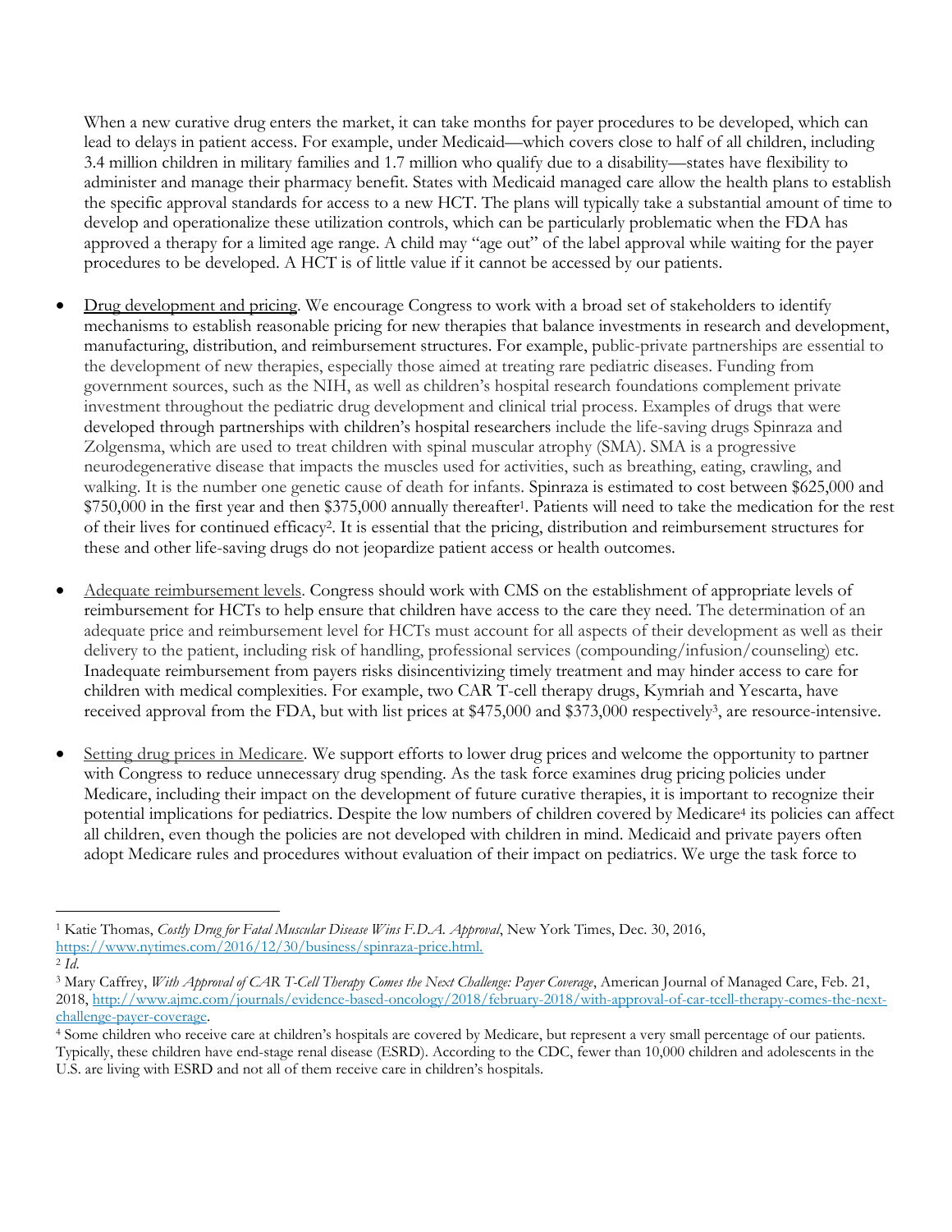When a new curative drug enters the market, it can take months for payer procedures to be developed, which can lead to delays in patient access. For example, under Medicaid—which covers close to half of all children, including 3.4 million children in military families and 1.7 million who qualify due to a disability—states have flexibility to administer and manage their pharmacy benefit. States with Medicaid managed care allow the health plans to establish the specific approval standards for access to a new HCT. The plans will typically take a substantial amount of time to develop and operationalize these utilization controls, which can be particularly problematic when the FDA has approved a therapy for a limited age range. A child may "age out" of the label approval while waiting for the payer procedures to be developed. A HCT is of little value if it cannot be accessed by our patients.

- Drug development and pricing. We encourage Congress to work with a broad set of stakeholders to identify mechanisms to establish reasonable pricing for new therapies that balance investments in research and development, manufacturing, distribution, and reimbursement structures. For example, public-private partnerships are essential to the development of new therapies, especially those aimed at treating rare pediatric diseases. Funding from government sources, such as the NIH, as well as children's hospital research foundations complement private investment throughout the pediatric drug development and clinical trial process. Examples of drugs that were developed through partnerships with children's hospital researchers include the life-saving drugs Spinraza and Zolgensma, which are used to treat children with spinal muscular atrophy (SMA). SMA is a progressive neurodegenerative disease that impacts the muscles used for activities, such as breathing, eating, crawling, and walking. It is the number one genetic cause of death for infants. Spinraza is estimated to cost between $625,000 and $750,000 in the first year and then $375,000 annually thereafter[1]. Patients will need to take the medication for the rest of their lives for continued efficacy[2]. It is essential that the pricing, distribution and reimbursement structures for these and other life-saving drugs do not jeopardize patient access or health outcomes.

- Adequate reimbursement levels. Congress should work with CMS on the establishment of appropriate levels of reimbursement for HCTs to help ensure that children have access to the care they need. The determination of an adequate price and reimbursement level for HCTs must account for all aspects of their development as well as their delivery to the patient, including risk of handling, professional services (compounding/infusion/counseling) etc. Inadequate reimbursement from payers risks disincentivizing timely treatment and may hinder access to care for children with medical complexities. For example, two CAR T-cell therapy drugs, Kymriah and Yescarta, have received approval from the FDA, but with list prices at $475,000 and $373,000 respectively[3], are resource-intensive.

- Setting drug prices in Medicare. We support efforts to lower drug prices and welcome the opportunity to partner with Congress to reduce unnecessary drug spending. As the task force examines drug pricing policies under Medicare, including their impact on the development of future curative therapies, it is important to recognize their potential implications for pediatrics. Despite the low numbers of children covered by Medicare[4] its policies can affect all children, even though the policies are not developed with children in mind. Medicaid and private payers often adopt Medicare rules and procedures without evaluation of their impact on pediatrics. We urge the task force to

---

[1] Katie Thomas, *Costly Drug for Fatal Muscular Disease Wins F.D.A. Approval*, New York Times, Dec. 30, 2016, https://www.nytimes.com/2016/12/30/business/spinraza-price.html.

[2] *Id*.

[3] Mary Caffrey, *With Approval of CAR T-Cell Therapy Comes the Next Challenge: Payer Coverage*, American Journal of Managed Care, Feb. 21, 2018, http://www.ajmc.com/journals/evidence-based-oncology/2018/february-2018/with-approval-of-car-tcell-therapy-comes-the-next-challenge-payer-coverage.

[4] Some children who receive care at children's hospitals are covered by Medicare, but represent a very small percentage of our patients. Typically, these children have end-stage renal disease (ESRD). According to the CDC, fewer than 10,000 children and adolescents in the U.S. are living with ESRD and not all of them receive care in children's hospitals.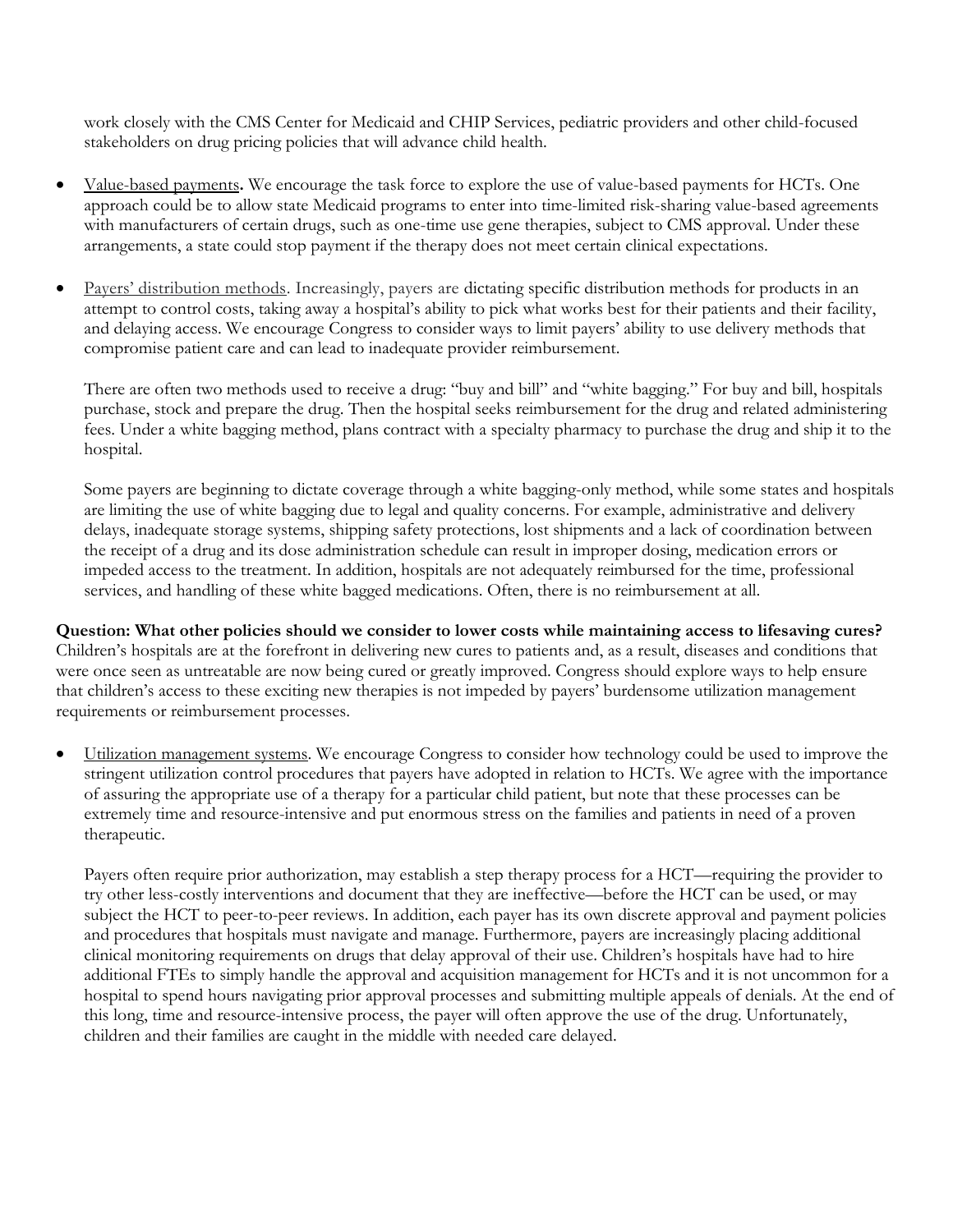work closely with the CMS Center for Medicaid and CHIP Services, pediatric providers and other child-focused stakeholders on drug pricing policies that will advance child health.

- Value-based payments**.** We encourage the task force to explore the use of value-based payments for HCTs. One approach could be to allow state Medicaid programs to enter into time-limited risk-sharing value-based agreements with manufacturers of certain drugs, such as one-time use gene therapies, subject to CMS approval. Under these arrangements, a state could stop payment if the therapy does not meet certain clinical expectations.

- Payers' distribution methods. Increasingly, payers are dictating specific distribution methods for products in an attempt to control costs, taking away a hospital's ability to pick what works best for their patients and their facility, and delaying access. We encourage Congress to consider ways to limit payers' ability to use delivery methods that compromise patient care and can lead to inadequate provider reimbursement.

  There are often two methods used to receive a drug: "buy and bill" and "white bagging." For buy and bill, hospitals purchase, stock and prepare the drug. Then the hospital seeks reimbursement for the drug and related administering fees. Under a white bagging method, plans contract with a specialty pharmacy to purchase the drug and ship it to the hospital.

  Some payers are beginning to dictate coverage through a white bagging-only method, while some states and hospitals are limiting the use of white bagging due to legal and quality concerns. For example, administrative and delivery delays, inadequate storage systems, shipping safety protections, lost shipments and a lack of coordination between the receipt of a drug and its dose administration schedule can result in improper dosing, medication errors or impeded access to the treatment. In addition, hospitals are not adequately reimbursed for the time, professional services, and handling of these white bagged medications. Often, there is no reimbursement at all.

**Question: What other policies should we consider to lower costs while maintaining access to lifesaving cures?** Children's hospitals are at the forefront in delivering new cures to patients and, as a result, diseases and conditions that were once seen as untreatable are now being cured or greatly improved. Congress should explore ways to help ensure that children's access to these exciting new therapies is not impeded by payers' burdensome utilization management requirements or reimbursement processes.

- Utilization management systems. We encourage Congress to consider how technology could be used to improve the stringent utilization control procedures that payers have adopted in relation to HCTs. We agree with the importance of assuring the appropriate use of a therapy for a particular child patient, but note that these processes can be extremely time and resource-intensive and put enormous stress on the families and patients in need of a proven therapeutic.

  Payers often require prior authorization, may establish a step therapy process for a HCT—requiring the provider to try other less-costly interventions and document that they are ineffective—before the HCT can be used, or may subject the HCT to peer-to-peer reviews. In addition, each payer has its own discrete approval and payment policies and procedures that hospitals must navigate and manage. Furthermore, payers are increasingly placing additional clinical monitoring requirements on drugs that delay approval of their use. Children's hospitals have had to hire additional FTEs to simply handle the approval and acquisition management for HCTs and it is not uncommon for a hospital to spend hours navigating prior approval processes and submitting multiple appeals of denials. At the end of this long, time and resource-intensive process, the payer will often approve the use of the drug. Unfortunately, children and their families are caught in the middle with needed care delayed.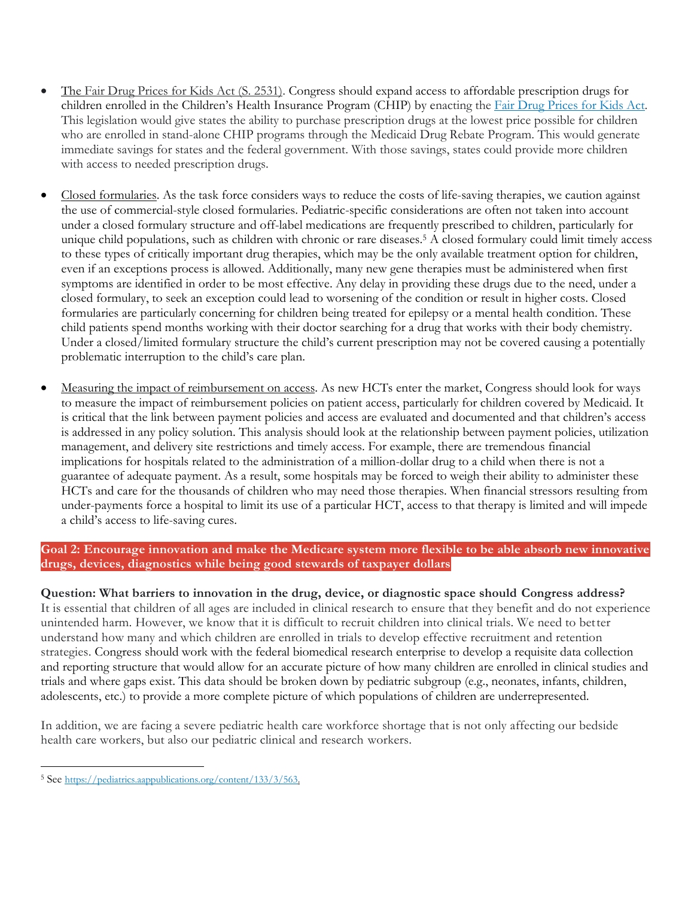- The Fair Drug Prices for Kids Act (S. 2531). Congress should expand access to affordable prescription drugs for children enrolled in the Children's Health Insurance Program (CHIP) by enacting the Fair Drug Prices for Kids Act. This legislation would give states the ability to purchase prescription drugs at the lowest price possible for children who are enrolled in stand-alone CHIP programs through the Medicaid Drug Rebate Program. This would generate immediate savings for states and the federal government. With those savings, states could provide more children with access to needed prescription drugs.

- Closed formularies. As the task force considers ways to reduce the costs of life-saving therapies, we caution against the use of commercial-style closed formularies. Pediatric-specific considerations are often not taken into account under a closed formulary structure and off-label medications are frequently prescribed to children, particularly for unique child populations, such as children with chronic or rare diseases.[5] A closed formulary could limit timely access to these types of critically important drug therapies, which may be the only available treatment option for children, even if an exceptions process is allowed. Additionally, many new gene therapies must be administered when first symptoms are identified in order to be most effective. Any delay in providing these drugs due to the need, under a closed formulary, to seek an exception could lead to worsening of the condition or result in higher costs. Closed formularies are particularly concerning for children being treated for epilepsy or a mental health condition. These child patients spend months working with their doctor searching for a drug that works with their body chemistry. Under a closed/limited formulary structure the child's current prescription may not be covered causing a potentially problematic interruption to the child's care plan.

- Measuring the impact of reimbursement on access. As new HCTs enter the market, Congress should look for ways to measure the impact of reimbursement policies on patient access, particularly for children covered by Medicaid. It is critical that the link between payment policies and access are evaluated and documented and that children's access is addressed in any policy solution. This analysis should look at the relationship between payment policies, utilization management, and delivery site restrictions and timely access. For example, there are tremendous financial implications for hospitals related to the administration of a million-dollar drug to a child when there is not a guarantee of adequate payment. As a result, some hospitals may be forced to weigh their ability to administer these HCTs and care for the thousands of children who may need those therapies. When financial stressors resulting from under-payments force a hospital to limit its use of a particular HCT, access to that therapy is limited and will impede a child's access to life-saving cures.

**Goal 2: Encourage innovation and make the Medicare system more flexible to be able absorb new innovative drugs, devices, diagnostics while being good stewards of taxpayer dollars**

**Question: What barriers to innovation in the drug, device, or diagnostic space should Congress address?**
It is essential that children of all ages are included in clinical research to ensure that they benefit and do not experience unintended harm. However, we know that it is difficult to recruit children into clinical trials. We need to better understand how many and which children are enrolled in trials to develop effective recruitment and retention strategies. Congress should work with the federal biomedical research enterprise to develop a requisite data collection and reporting structure that would allow for an accurate picture of how many children are enrolled in clinical studies and trials and where gaps exist. This data should be broken down by pediatric subgroup (e.g., neonates, infants, children, adolescents, etc.) to provide a more complete picture of which populations of children are underrepresented.

In addition, we are facing a severe pediatric health care workforce shortage that is not only affecting our bedside health care workers, but also our pediatric clinical and research workers.

---

[5] See https://pediatrics.aappublications.org/content/133/3/563.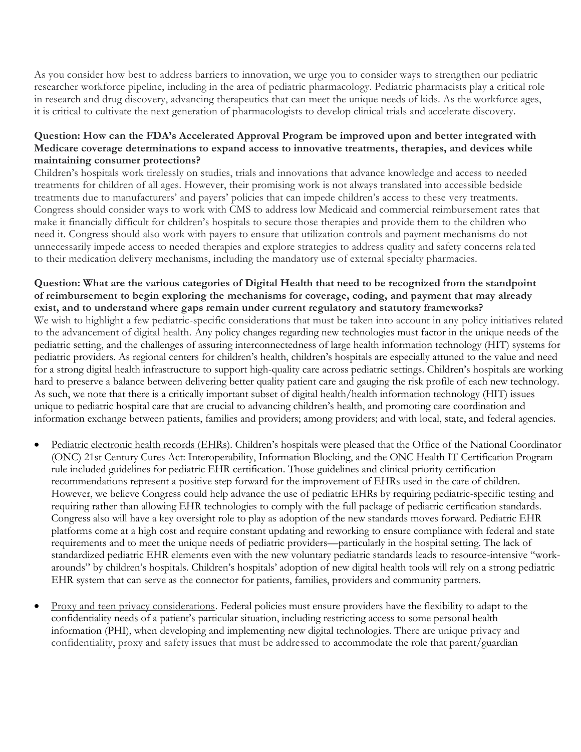As you consider how best to address barriers to innovation, we urge you to consider ways to strengthen our pediatric researcher workforce pipeline, including in the area of pediatric pharmacology. Pediatric pharmacists play a critical role in research and drug discovery, advancing therapeutics that can meet the unique needs of kids. As the workforce ages, it is critical to cultivate the next generation of pharmacologists to develop clinical trials and accelerate discovery.

**Question: How can the FDA's Accelerated Approval Program be improved upon and better integrated with Medicare coverage determinations to expand access to innovative treatments, therapies, and devices while maintaining consumer protections?**

Children's hospitals work tirelessly on studies, trials and innovations that advance knowledge and access to needed treatments for children of all ages. However, their promising work is not always translated into accessible bedside treatments due to manufacturers' and payers' policies that can impede children's access to these very treatments. Congress should consider ways to work with CMS to address low Medicaid and commercial reimbursement rates that make it financially difficult for children's hospitals to secure those therapies and provide them to the children who need it. Congress should also work with payers to ensure that utilization controls and payment mechanisms do not unnecessarily impede access to needed therapies and explore strategies to address quality and safety concerns related to their medication delivery mechanisms, including the mandatory use of external specialty pharmacies.

**Question: What are the various categories of Digital Health that need to be recognized from the standpoint of reimbursement to begin exploring the mechanisms for coverage, coding, and payment that may already exist, and to understand where gaps remain under current regulatory and statutory frameworks?**

We wish to highlight a few pediatric-specific considerations that must be taken into account in any policy initiatives related to the advancement of digital health. Any policy changes regarding new technologies must factor in the unique needs of the pediatric setting, and the challenges of assuring interconnectedness of large health information technology (HIT) systems for pediatric providers. As regional centers for children's health, children's hospitals are especially attuned to the value and need for a strong digital health infrastructure to support high-quality care across pediatric settings. Children's hospitals are working hard to preserve a balance between delivering better quality patient care and gauging the risk profile of each new technology. As such, we note that there is a critically important subset of digital health/health information technology (HIT) issues unique to pediatric hospital care that are crucial to advancing children's health, and promoting care coordination and information exchange between patients, families and providers; among providers; and with local, state, and federal agencies.

- Pediatric electronic health records (EHRs). Children's hospitals were pleased that the Office of the National Coordinator (ONC) 21st Century Cures Act: Interoperability, Information Blocking, and the ONC Health IT Certification Program rule included guidelines for pediatric EHR certification. Those guidelines and clinical priority certification recommendations represent a positive step forward for the improvement of EHRs used in the care of children. However, we believe Congress could help advance the use of pediatric EHRs by requiring pediatric-specific testing and requiring rather than allowing EHR technologies to comply with the full package of pediatric certification standards. Congress also will have a key oversight role to play as adoption of the new standards moves forward. Pediatric EHR platforms come at a high cost and require constant updating and reworking to ensure compliance with federal and state requirements and to meet the unique needs of pediatric providers—particularly in the hospital setting. The lack of standardized pediatric EHR elements even with the new voluntary pediatric standards leads to resource-intensive "work-arounds" by children's hospitals. Children's hospitals' adoption of new digital health tools will rely on a strong pediatric EHR system that can serve as the connector for patients, families, providers and community partners.

- Proxy and teen privacy considerations. Federal policies must ensure providers have the flexibility to adapt to the confidentiality needs of a patient's particular situation, including restricting access to some personal health information (PHI), when developing and implementing new digital technologies. There are unique privacy and confidentiality, proxy and safety issues that must be addressed to accommodate the role that parent/guardian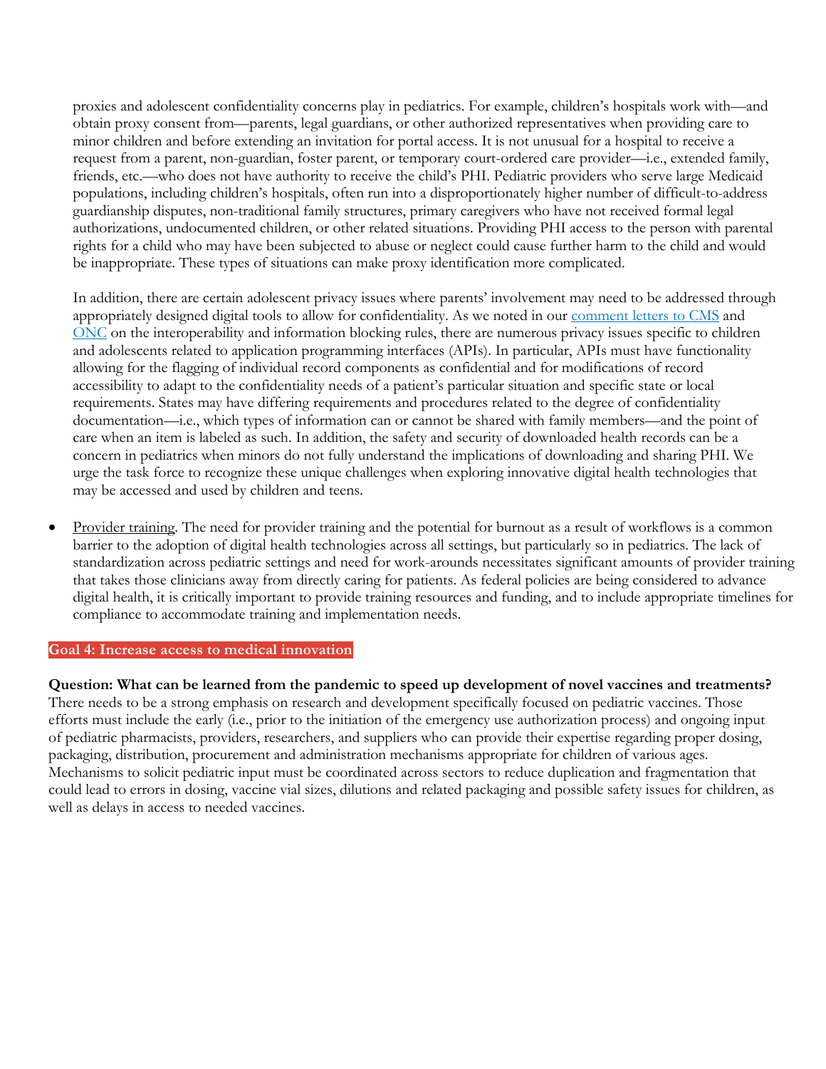proxies and adolescent confidentiality concerns play in pediatrics. For example, children's hospitals work with—and obtain proxy consent from—parents, legal guardians, or other authorized representatives when providing care to minor children and before extending an invitation for portal access. It is not unusual for a hospital to receive a request from a parent, non-guardian, foster parent, or temporary court-ordered care provider—i.e., extended family, friends, etc.—who does not have authority to receive the child's PHI. Pediatric providers who serve large Medicaid populations, including children's hospitals, often run into a disproportionately higher number of difficult-to-address guardianship disputes, non-traditional family structures, primary caregivers who have not received formal legal authorizations, undocumented children, or other related situations. Providing PHI access to the person with parental rights for a child who may have been subjected to abuse or neglect could cause further harm to the child and would be inappropriate. These types of situations can make proxy identification more complicated.

In addition, there are certain adolescent privacy issues where parents' involvement may need to be addressed through appropriately designed digital tools to allow for confidentiality. As we noted in our comment letters to CMS and ONC on the interoperability and information blocking rules, there are numerous privacy issues specific to children and adolescents related to application programming interfaces (APIs). In particular, APIs must have functionality allowing for the flagging of individual record components as confidential and for modifications of record accessibility to adapt to the confidentiality needs of a patient's particular situation and specific state or local requirements. States may have differing requirements and procedures related to the degree of confidentiality documentation—i.e., which types of information can or cannot be shared with family members—and the point of care when an item is labeled as such. In addition, the safety and security of downloaded health records can be a concern in pediatrics when minors do not fully understand the implications of downloading and sharing PHI. We urge the task force to recognize these unique challenges when exploring innovative digital health technologies that may be accessed and used by children and teens.

- Provider training. The need for provider training and the potential for burnout as a result of workflows is a common barrier to the adoption of digital health technologies across all settings, but particularly so in pediatrics. The lack of standardization across pediatric settings and need for work-arounds necessitates significant amounts of provider training that takes those clinicians away from directly caring for patients. As federal policies are being considered to advance digital health, it is critically important to provide training resources and funding, and to include appropriate timelines for compliance to accommodate training and implementation needs.

**Goal 4: Increase access to medical innovation**

**Question: What can be learned from the pandemic to speed up development of novel vaccines and treatments?**
There needs to be a strong emphasis on research and development specifically focused on pediatric vaccines. Those efforts must include the early (i.e., prior to the initiation of the emergency use authorization process) and ongoing input of pediatric pharmacists, providers, researchers, and suppliers who can provide their expertise regarding proper dosing, packaging, distribution, procurement and administration mechanisms appropriate for children of various ages. Mechanisms to solicit pediatric input must be coordinated across sectors to reduce duplication and fragmentation that could lead to errors in dosing, vaccine vial sizes, dilutions and related packaging and possible safety issues for children, as well as delays in access to needed vaccines.